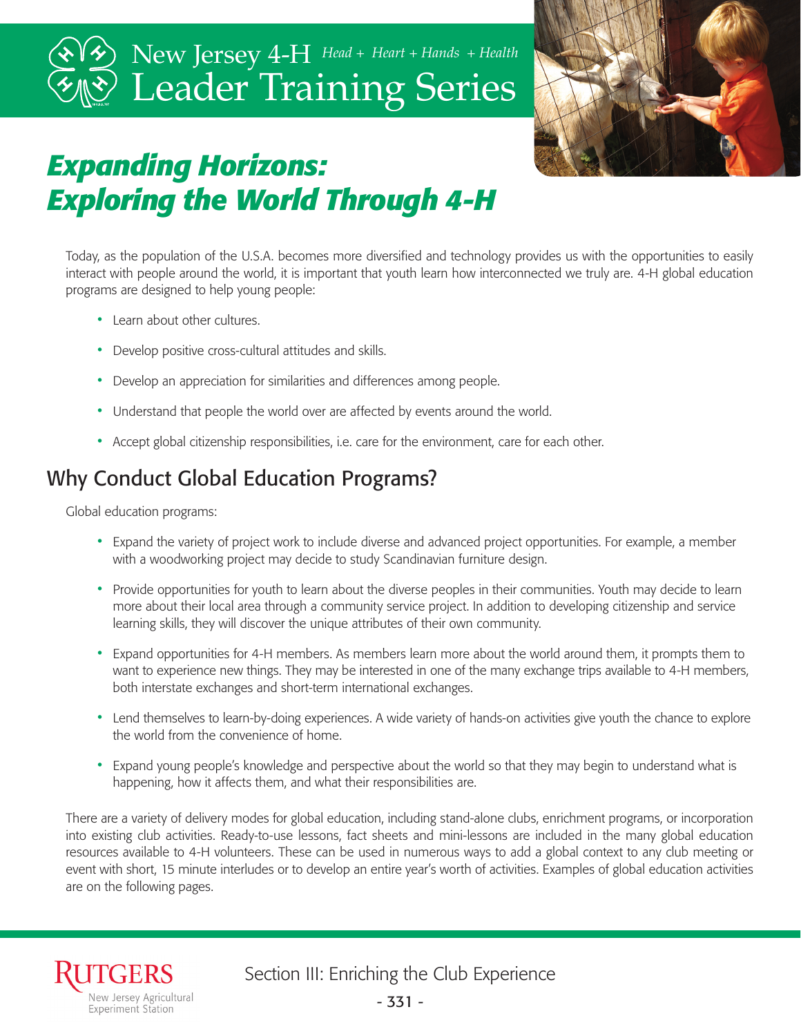New Jersey 4-H *Head + Heart + Hands + Health*

Leader Training Series

# *Expanding Horizons: Exploring the World Through 4-H*

Today, as the population of the U.S.A. becomes more diversified and technology provides us with the opportunities to easily interact with people around the world, it is important that youth learn how interconnected we truly are. 4-H global education programs are designed to help young people:

- Learn about other cultures.
- Develop positive cross-cultural attitudes and skills.
- Develop an appreciation for similarities and differences among people.
- Understand that people the world over are affected by events around the world.
- Accept global citizenship responsibilities, i.e. care for the environment, care for each other.

## Why Conduct Global Education Programs?

Global education programs:

- Expand the variety of project work to include diverse and advanced project opportunities. For example, a member with a woodworking project may decide to study Scandinavian furniture design.
- Provide opportunities for youth to learn about the diverse peoples in their communities. Youth may decide to learn more about their local area through a community service project. In addition to developing citizenship and service learning skills, they will discover the unique attributes of their own community.
- Expand opportunities for 4-H members. As members learn more about the world around them, it prompts them to want to experience new things. They may be interested in one of the many exchange trips available to 4-H members, both interstate exchanges and short-term international exchanges.
- Lend themselves to learn-by-doing experiences. A wide variety of hands-on activities give youth the chance to explore the world from the convenience of home.
- Expand young people's knowledge and perspective about the world so that they may begin to understand what is happening, how it affects them, and what their responsibilities are.

There are a variety of delivery modes for global education, including stand-alone clubs, enrichment programs, or incorporation into existing club activities. Ready-to-use lessons, fact sheets and mini-lessons are included in the many global education resources available to 4-H volunteers. These can be used in numerous ways to add a global context to any club meeting or event with short, 15 minute interludes or to develop an entire year's worth of activities. Examples of global education activities are on the following pages.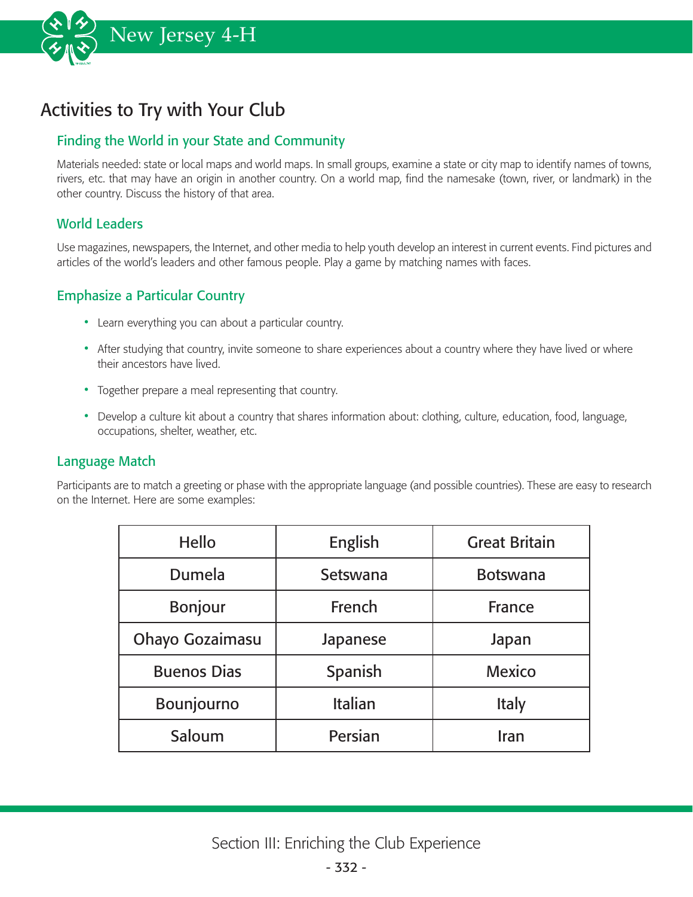## Activities to Try with Your Club

### Finding the World in your State and Community

Materials needed: state or local maps and world maps. In small groups, examine a state or city map to identify names of towns, rivers, etc. that may have an origin in another country. On a world map, find the namesake (town, river, or landmark) in the other country. Discuss the history of that area.

### World Leaders

Use magazines, newspapers, the Internet, and other media to help youth develop an interest in current events. Find pictures and articles of the world's leaders and other famous people. Play a game by matching names with faces.

### Emphasize a Particular Country

- Learn everything you can about a particular country.
- After studying that country, invite someone to share experiences about a country where they have lived or where their ancestors have lived.
- Together prepare a meal representing that country.
- Develop a culture kit about a country that shares information about: clothing, culture, education, food, language, occupations, shelter, weather, etc.

### Language Match

Participants are to match a greeting or phase with the appropriate language (and possible countries). These are easy to research on the Internet. Here are some examples:

| Hello | English | Great Britain |
|---|---|---|
| Dumela | Setswana | Botswana |
| Bonjour | French | France |
| Ohayo Gozaimasu | Japanese | Japan |
| Buenos Dias | Spanish | Mexico |
| Bounjourno | Italian | Italy |
| Saloum | Persian | Iran |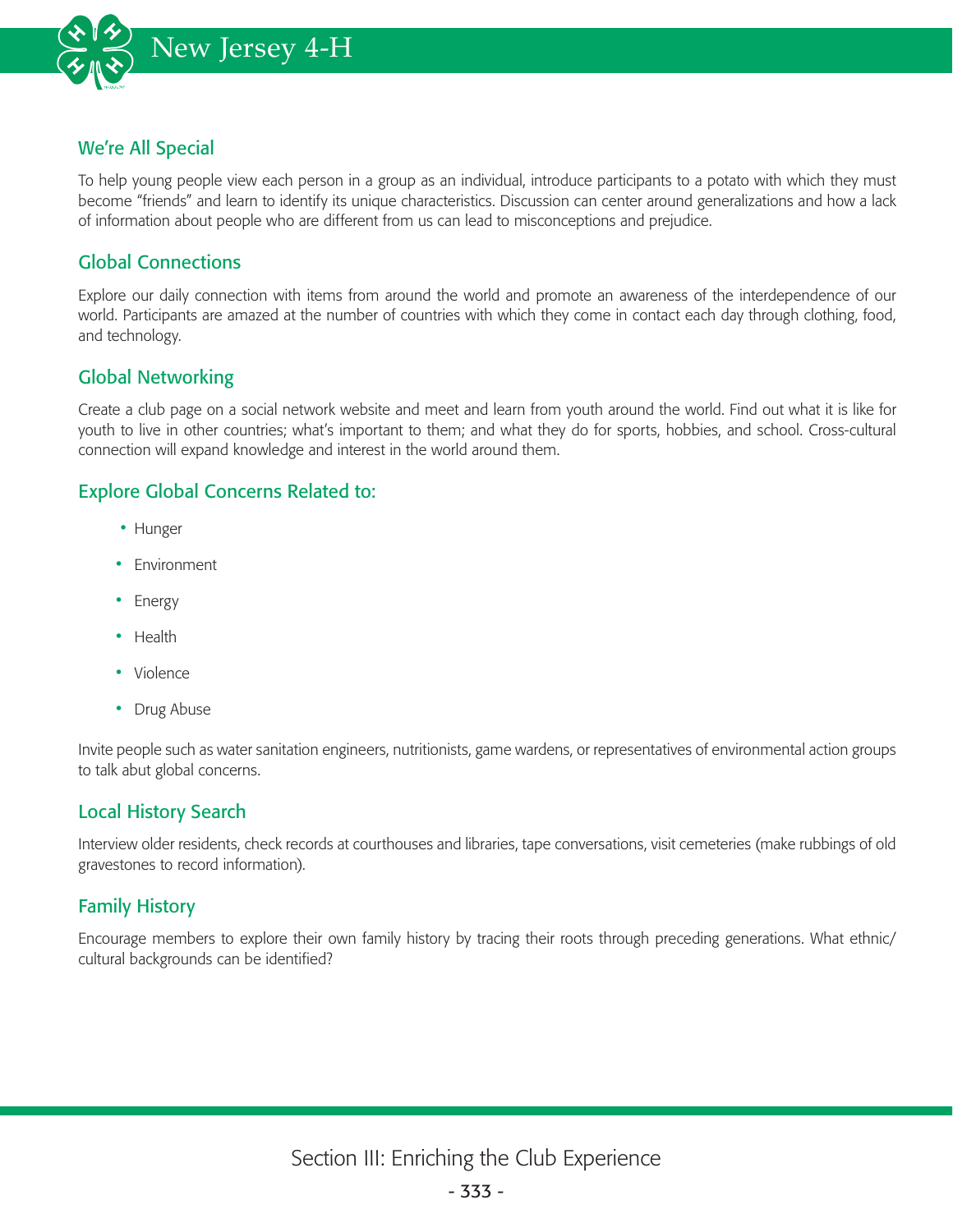## We're All Special

To help young people view each person in a group as an individual, introduce participants to a potato with which they must become "friends" and learn to identify its unique characteristics. Discussion can center around generalizations and how a lack of information about people who are different from us can lead to misconceptions and prejudice.

## Global Connections

Explore our daily connection with items from around the world and promote an awareness of the interdependence of our world. Participants are amazed at the number of countries with which they come in contact each day through clothing, food, and technology.

## Global Networking

Create a club page on a social network website and meet and learn from youth around the world. Find out what it is like for youth to live in other countries; what's important to them; and what they do for sports, hobbies, and school. Cross-cultural connection will expand knowledge and interest in the world around them.

## Explore Global Concerns Related to:

- Hunger
- Environment
- Energy
- Health
- Violence
- Drug Abuse

Invite people such as water sanitation engineers, nutritionists, game wardens, or representatives of environmental action groups to talk abut global concerns.

## Local History Search

Interview older residents, check records at courthouses and libraries, tape conversations, visit cemeteries (make rubbings of old gravestones to record information).

## Family History

Encourage members to explore their own family history by tracing their roots through preceding generations. What ethnic/cultural backgrounds can be identified?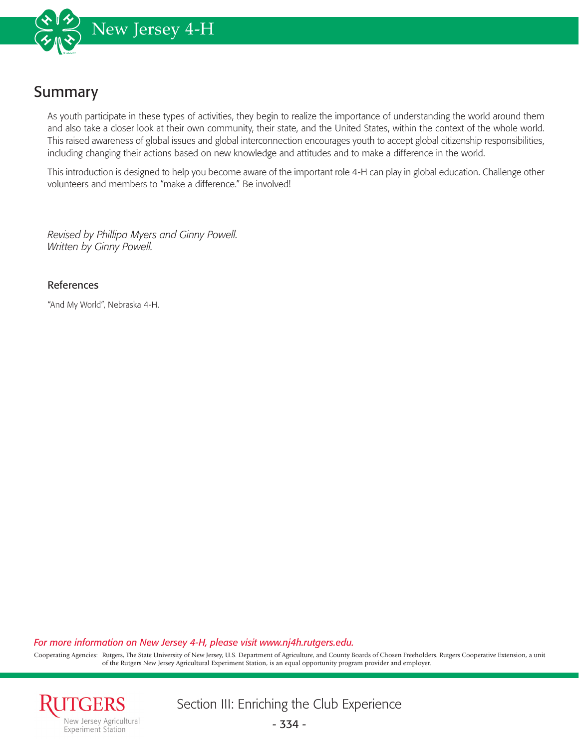## Summary

As youth participate in these types of activities, they begin to realize the importance of understanding the world around them and also take a closer look at their own community, their state, and the United States, within the context of the whole world. This raised awareness of global issues and global interconnection encourages youth to accept global citizenship responsibilities, including changing their actions based on new knowledge and attitudes and to make a difference in the world.

This introduction is designed to help you become aware of the important role 4-H can play in global education. Challenge other volunteers and members to "make a difference." Be involved!

*Revised by Phillipa Myers and Ginny Powell.*
*Written by Ginny Powell.*

### References

"And My World", Nebraska 4-H.

*For more information on New Jersey 4-H, please visit www.nj4h.rutgers.edu.*

Cooperating Agencies: Rutgers, The State University of New Jersey, U.S. Department of Agriculture, and County Boards of Chosen Freeholders. Rutgers Cooperative Extension, a unit of the Rutgers New Jersey Agricultural Experiment Station, is an equal opportunity program provider and employer.